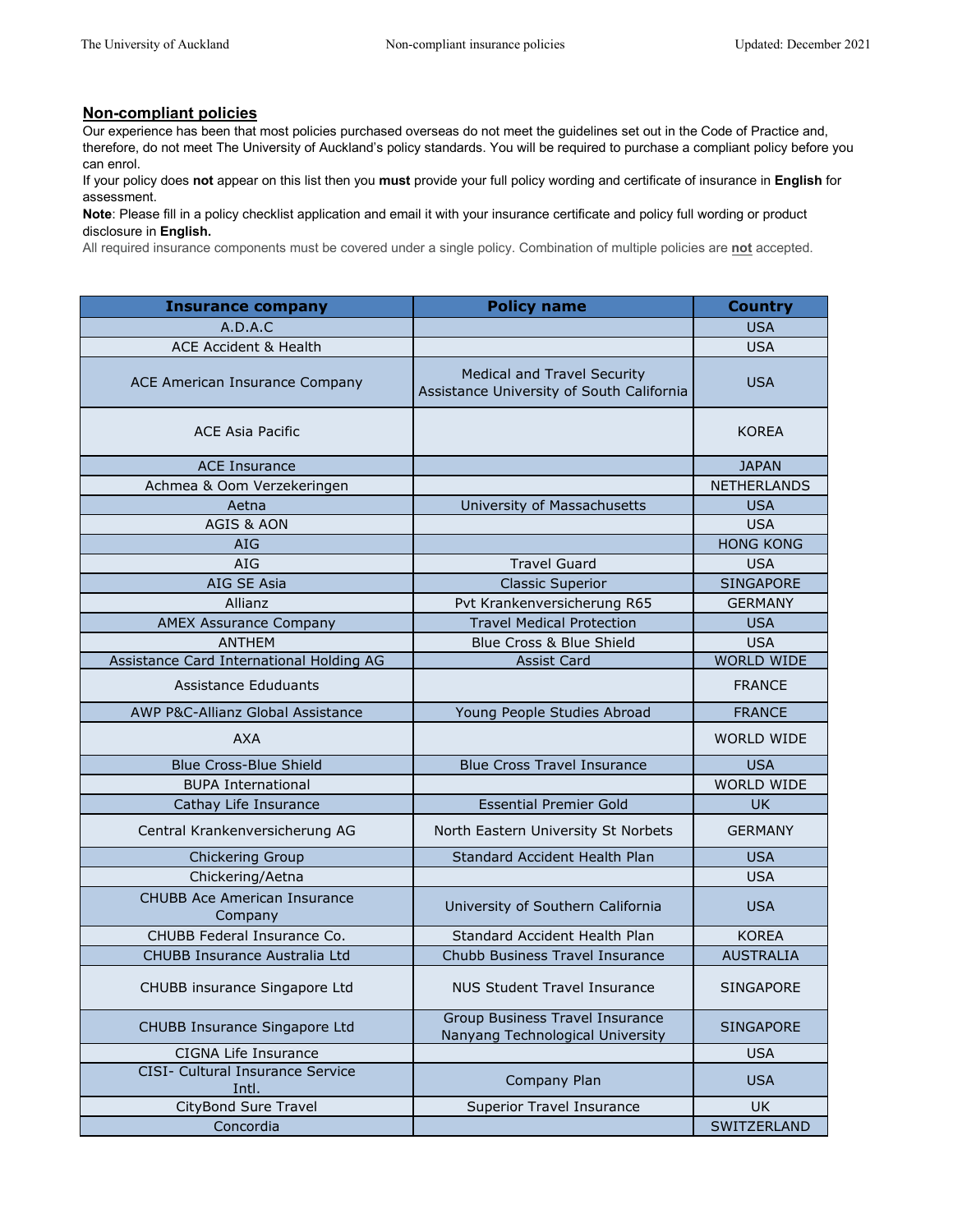## Non-compliant policies

Our experience has been that most policies purchased overseas do not meet the guidelines set out in the Code of Practice and, therefore, do not meet The University of Auckland's policy standards. You will be required to purchase a compliant policy before you can enrol.

If your policy does **not** appear on this list then you **must** provide your full policy wording and certificate of insurance in **English** for assessment.

**Note**: Please fill in a policy checklist application and email it with your insurance certificate and policy full wording or product disclosure in **English.**

All required insurance components must be covered under a single policy. Combination of multiple policies are **not** accepted.

| Insurance company | Policy name | Country |
|---|---|---|
| A.D.A.C | | USA |
| ACE Accident & Health | | USA |
| ACE American Insurance Company | Medical and Travel Security Assistance University of South California | USA |
| ACE Asia Pacific | | KOREA |
| ACE Insurance | | JAPAN |
| Achmea & Oom Verzekeringen | | NETHERLANDS |
| Aetna | University of Massachusetts | USA |
| AGIS & AON | | USA |
| AIG | | HONG KONG |
| AIG | Travel Guard | USA |
| AIG SE Asia | Classic Superior | SINGAPORE |
| Allianz | Pvt Krankenversicherung R65 | GERMANY |
| AMEX Assurance Company | Travel Medical Protection | USA |
| ANTHEM | Blue Cross & Blue Shield | USA |
| Assistance Card International Holding AG | Assist Card | WORLD WIDE |
| Assistance Eduduants | | FRANCE |
| AWP P&C-Allianz Global Assistance | Young People Studies Abroad | FRANCE |
| AXA | | WORLD WIDE |
| Blue Cross-Blue Shield | Blue Cross Travel Insurance | USA |
| BUPA International | | WORLD WIDE |
| Cathay Life Insurance | Essential Premier Gold | UK |
| Central Krankenversicherung AG | North Eastern University St Norbets | GERMANY |
| Chickering Group | Standard Accident Health Plan | USA |
| Chickering/Aetna | | USA |
| CHUBB Ace American Insurance Company | University of Southern California | USA |
| CHUBB Federal Insurance Co. | Standard Accident Health Plan | KOREA |
| CHUBB Insurance Australia Ltd | Chubb Business Travel Insurance | AUSTRALIA |
| CHUBB insurance Singapore Ltd | NUS Student Travel Insurance | SINGAPORE |
| CHUBB Insurance Singapore Ltd | Group Business Travel Insurance Nanyang Technological University | SINGAPORE |
| CIGNA Life Insurance | | USA |
| CISI- Cultural Insurance Service Intl. | Company Plan | USA |
| CityBond Sure Travel | Superior Travel Insurance | UK |
| Concordia | | SWITZERLAND |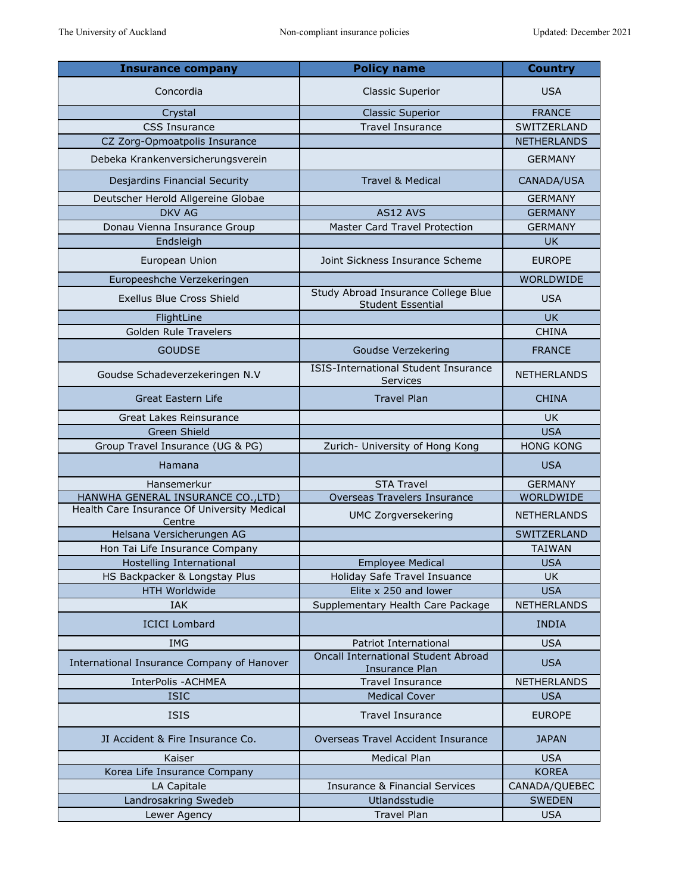| Insurance company | Policy name | Country |
|---|---|---|
| Concordia | Classic Superior | USA |
| Crystal | Classic Superior | FRANCE |
| CSS Insurance | Travel Insurance | SWITZERLAND |
| CZ Zorg-Opmoatpolis Insurance | | NETHERLANDS |
| Debeka Krankenversicherungsverein | | GERMANY |
| Desjardins Financial Security | Travel & Medical | CANADA/USA |
| Deutscher Herold Allgereine Globae | | GERMANY |
| DKV AG | AS12 AVS | GERMANY |
| Donau Vienna Insurance Group | Master Card Travel Protection | GERMANY |
| Endsleigh | | UK |
| European Union | Joint Sickness Insurance Scheme | EUROPE |
| Europeeshche Verzekeringen | | WORLDWIDE |
| Exellus Blue Cross Shield | Study Abroad Insurance College Blue Student Essential | USA |
| FlightLine | | UK |
| Golden Rule Travelers | | CHINA |
| GOUDSE | Goudse Verzekering | FRANCE |
| Goudse Schadeverzekeringen N.V | ISIS-International Student Insurance Services | NETHERLANDS |
| Great Eastern Life | Travel Plan | CHINA |
| Great Lakes Reinsurance | | UK |
| Green Shield | | USA |
| Group Travel Insurance (UG & PG) | Zurich- University of Hong Kong | HONG KONG |
| Hamana | | USA |
| Hansemerkur | STA Travel | GERMANY |
| HANWHA GENERAL INSURANCE CO.,LTD) | Overseas Travelers Insurance | WORLDWIDE |
| Health Care Insurance Of University Medical Centre | UMC Zorgversekering | NETHERLANDS |
| Helsana Versicherungen AG | | SWITZERLAND |
| Hon Tai Life Insurance Company | | TAIWAN |
| Hostelling International | Employee Medical | USA |
| HS Backpacker & Longstay Plus | Holiday Safe Travel Insuance | UK |
| HTH Worldwide | Elite x 250 and lower | USA |
| IAK | Supplementary Health Care Package | NETHERLANDS |
| ICICI Lombard | | INDIA |
| IMG | Patriot International | USA |
| International Insurance Company of Hanover | Oncall International Student Abroad Insurance Plan | USA |
| InterPolis -ACHMEA | Travel Insurance | NETHERLANDS |
| ISIC | Medical Cover | USA |
| ISIS | Travel Insurance | EUROPE |
| JI Accident & Fire Insurance Co. | Overseas Travel Accident Insurance | JAPAN |
| Kaiser | Medical Plan | USA |
| Korea Life Insurance Company | | KOREA |
| LA Capitale | Insurance & Financial Services | CANADA/QUEBEC |
| Landrosakring Swedeb | Utlandsstudie | SWEDEN |
| Lewer Agency | Travel Plan | USA |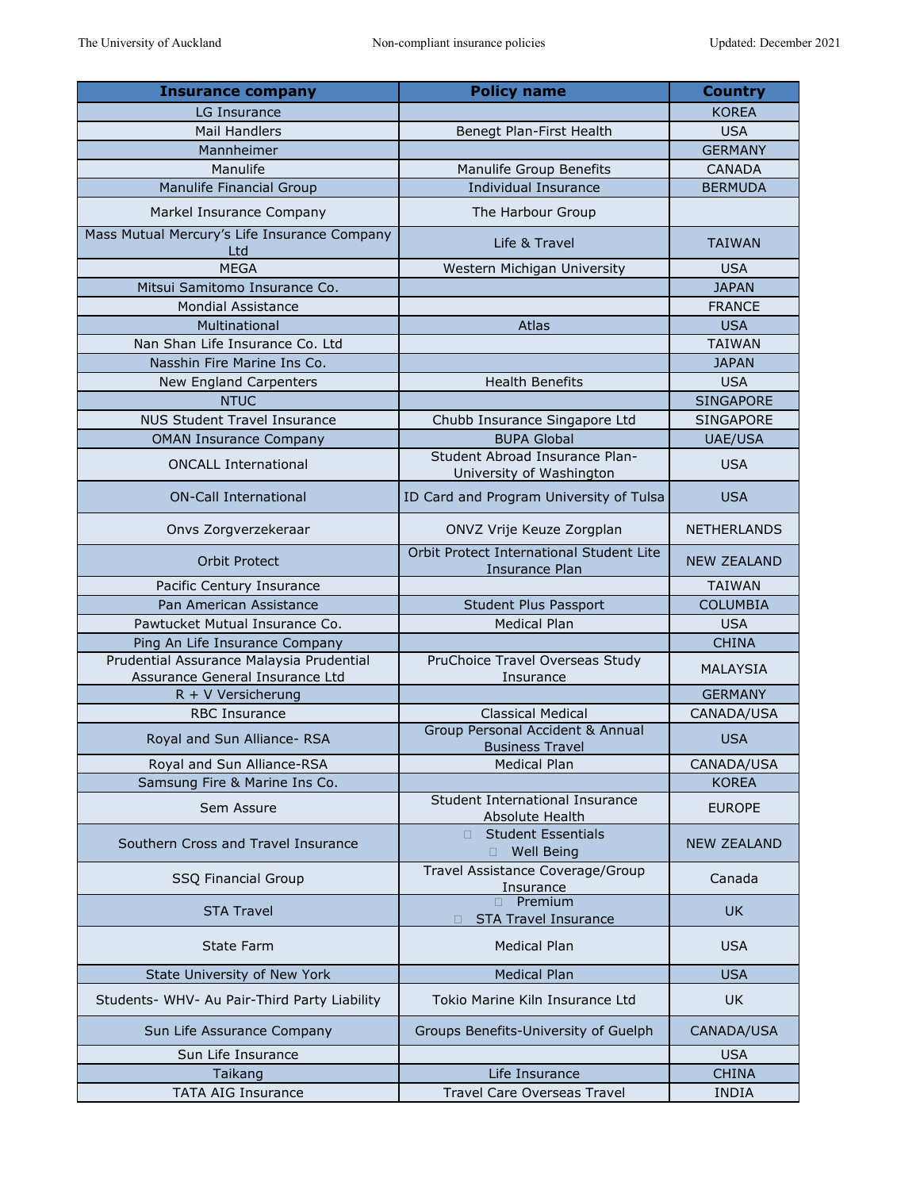| Insurance company | Policy name | Country |
|---|---|---|
| LG Insurance | | KOREA |
| Mail Handlers | Benegt Plan-First Health | USA |
| Mannheimer | | GERMANY |
| Manulife | Manulife Group Benefits | CANADA |
| Manulife Financial Group | Individual Insurance | BERMUDA |
| Markel Insurance Company | The Harbour Group | |
| Mass Mutual Mercury's Life Insurance Company Ltd | Life & Travel | TAIWAN |
| MEGA | Western Michigan University | USA |
| Mitsui Samitomo Insurance Co. | | JAPAN |
| Mondial Assistance | | FRANCE |
| Multinational | Atlas | USA |
| Nan Shan Life Insurance Co. Ltd | | TAIWAN |
| Nasshin Fire Marine Ins Co. | | JAPAN |
| New England Carpenters | Health Benefits | USA |
| NTUC | | SINGAPORE |
| NUS Student Travel Insurance | Chubb Insurance Singapore Ltd | SINGAPORE |
| OMAN Insurance Company | BUPA Global | UAE/USA |
| ONCALL International | Student Abroad Insurance Plan-University of Washington | USA |
| ON-Call International | ID Card and Program University of Tulsa | USA |
| Onvs Zorgverzekeraar | ONVZ Vrije Keuze Zorgplan | NETHERLANDS |
| Orbit Protect | Orbit Protect International Student Lite Insurance Plan | NEW ZEALAND |
| Pacific Century Insurance | | TAIWAN |
| Pan American Assistance | Student Plus Passport | COLUMBIA |
| Pawtucket Mutual Insurance Co. | Medical Plan | USA |
| Ping An Life Insurance Company | | CHINA |
| Prudential Assurance Malaysia Prudential Assurance General Insurance Ltd | PruChoice Travel Overseas Study Insurance | MALAYSIA |
| R + V Versicherung | | GERMANY |
| RBC Insurance | Classical Medical | CANADA/USA |
| Royal and Sun Alliance- RSA | Group Personal Accident & Annual Business Travel | USA |
| Royal and Sun Alliance-RSA | Medical Plan | CANADA/USA |
| Samsung Fire & Marine Ins Co. | | KOREA |
| Sem Assure | Student International Insurance Absolute Health | EUROPE |
| Southern Cross and Travel Insurance | • Student Essentials<br>• Well Being | NEW ZEALAND |
| SSQ Financial Group | Travel Assistance Coverage/Group Insurance | Canada |
| STA Travel | • Premium<br>• STA Travel Insurance | UK |
| State Farm | Medical Plan | USA |
| State University of New York | Medical Plan | USA |
| Students- WHV- Au Pair-Third Party Liability | Tokio Marine Kiln Insurance Ltd | UK |
| Sun Life Assurance Company | Groups Benefits-University of Guelph | CANADA/USA |
| Sun Life Insurance | | USA |
| Taikang | Life Insurance | CHINA |
| TATA AIG Insurance | Travel Care Overseas Travel | INDIA |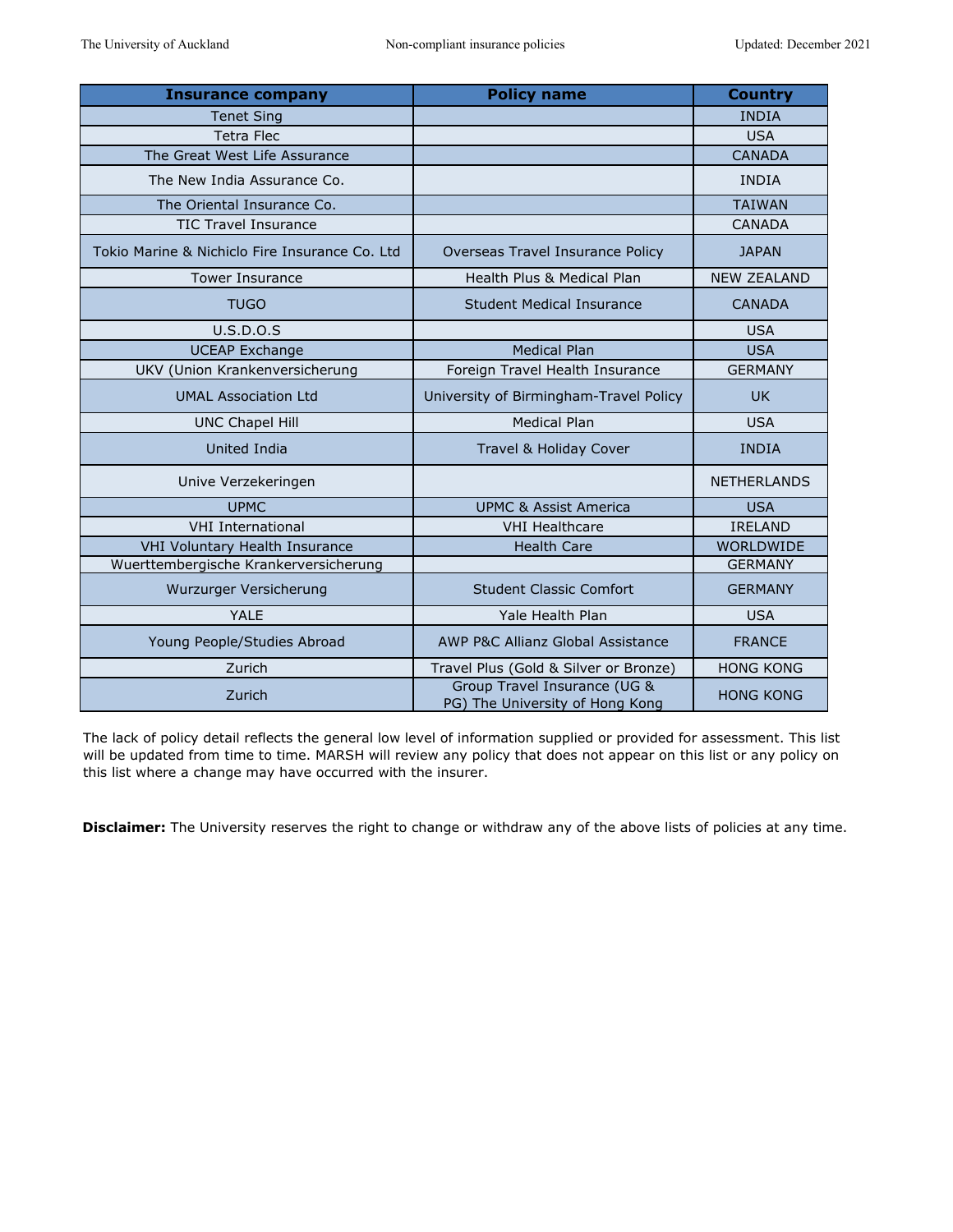| Insurance company | Policy name | Country |
|---|---|---|
| Tenet Sing | | INDIA |
| Tetra Flec | | USA |
| The Great West Life Assurance | | CANADA |
| The New India Assurance Co. | | INDIA |
| The Oriental Insurance Co. | | TAIWAN |
| TIC Travel Insurance | | CANADA |
| Tokio Marine & Nichiclo Fire Insurance Co. Ltd | Overseas Travel Insurance Policy | JAPAN |
| Tower Insurance | Health Plus & Medical Plan | NEW ZEALAND |
| TUGO | Student Medical Insurance | CANADA |
| U.S.D.O.S | | USA |
| UCEAP Exchange | Medical Plan | USA |
| UKV (Union Krankenversicherung | Foreign Travel Health Insurance | GERMANY |
| UMAL Association Ltd | University of Birmingham-Travel Policy | UK |
| UNC Chapel Hill | Medical Plan | USA |
| United India | Travel & Holiday Cover | INDIA |
| Unive Verzekeringen | | NETHERLANDS |
| UPMC | UPMC & Assist America | USA |
| VHI International | VHI Healthcare | IRELAND |
| VHI Voluntary Health Insurance | Health Care | WORLDWIDE |
| Wuerttembergische Krankerversicherung | | GERMANY |
| Wurzurger Versicherung | Student Classic Comfort | GERMANY |
| YALE | Yale Health Plan | USA |
| Young People/Studies Abroad | AWP P&C Allianz Global Assistance | FRANCE |
| Zurich | Travel Plus (Gold & Silver or Bronze) | HONG KONG |
| Zurich | Group Travel Insurance (UG & PG) The University of Hong Kong | HONG KONG |

The lack of policy detail reflects the general low level of information supplied or provided for assessment. This list will be updated from time to time. MARSH will review any policy that does not appear on this list or any policy on this list where a change may have occurred with the insurer.

**Disclaimer:** The University reserves the right to change or withdraw any of the above lists of policies at any time.